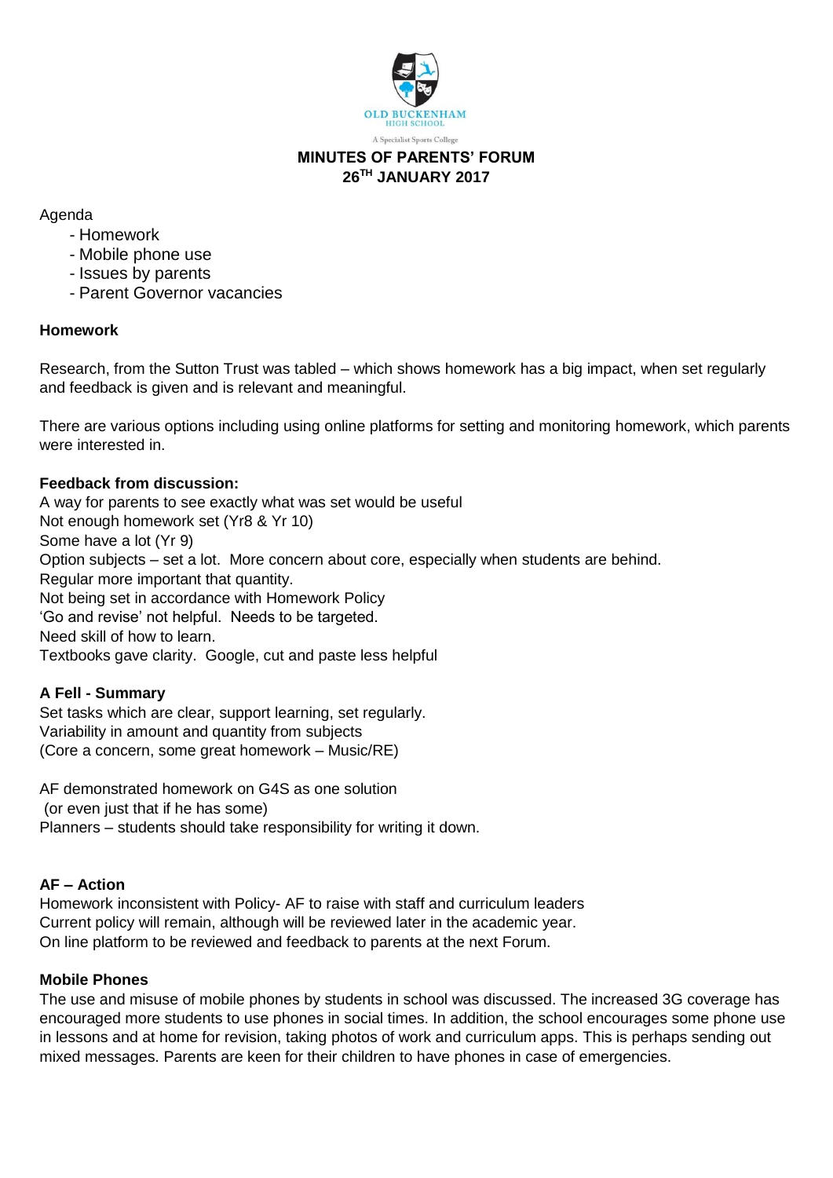OLD BUCKENHAM HIGH SCHOOL

A Specialist Sports College

# MINUTES OF PARENTS' FORUM 26TH JANUARY 2017

Agenda

- Homework
- Mobile phone use
- Issues by parents
- Parent Governor vacancies

**Homework**

Research, from the Sutton Trust was tabled – which shows homework has a big impact, when set regularly and feedback is given and is relevant and meaningful.

There are various options including using online platforms for setting and monitoring homework, which parents were interested in.

**Feedback from discussion:**
A way for parents to see exactly what was set would be useful
Not enough homework set (Yr8 & Yr 10)
Some have a lot (Yr 9)
Option subjects – set a lot. More concern about core, especially when students are behind.
Regular more important that quantity.
Not being set in accordance with Homework Policy
'Go and revise' not helpful. Needs to be targeted.
Need skill of how to learn.
Textbooks gave clarity. Google, cut and paste less helpful

**A Fell - Summary**
Set tasks which are clear, support learning, set regularly.
Variability in amount and quantity from subjects
(Core a concern, some great homework – Music/RE)

AF demonstrated homework on G4S as one solution
(or even just that if he has some)
Planners – students should take responsibility for writing it down.

**AF – Action**
Homework inconsistent with Policy- AF to raise with staff and curriculum leaders
Current policy will remain, although will be reviewed later in the academic year.
On line platform to be reviewed and feedback to parents at the next Forum.

**Mobile Phones**
The use and misuse of mobile phones by students in school was discussed. The increased 3G coverage has encouraged more students to use phones in social times. In addition, the school encourages some phone use in lessons and at home for revision, taking photos of work and curriculum apps. This is perhaps sending out mixed messages. Parents are keen for their children to have phones in case of emergencies.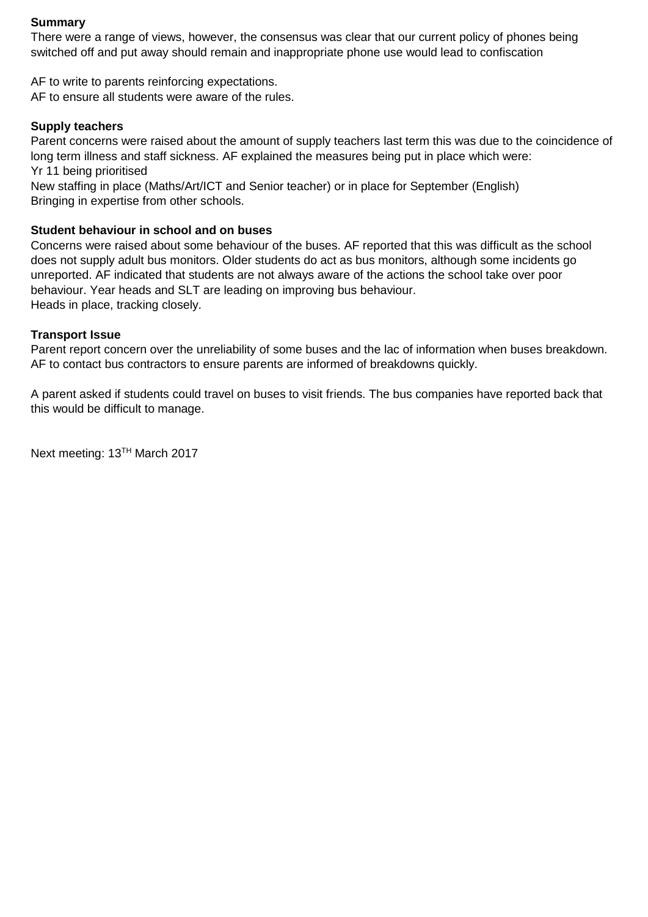**Summary**

There were a range of views, however, the consensus was clear that our current policy of phones being switched off and put away should remain and inappropriate phone use would lead to confiscation

AF to write to parents reinforcing expectations.
AF to ensure all students were aware of the rules.

**Supply teachers**

Parent concerns were raised about the amount of supply teachers last term this was due to the coincidence of long term illness and staff sickness. AF explained the measures being put in place which were:
Yr 11 being prioritised
New staffing in place (Maths/Art/ICT and Senior teacher) or in place for September (English)
Bringing in expertise from other schools.

**Student behaviour in school and on buses**

Concerns were raised about some behaviour of the buses. AF reported that this was difficult as the school does not supply adult bus monitors. Older students do act as bus monitors, although some incidents go unreported. AF indicated that students are not always aware of the actions the school take over poor behaviour. Year heads and SLT are leading on improving bus behaviour.
Heads in place, tracking closely.

**Transport Issue**

Parent report concern over the unreliability of some buses and the lac of information when buses breakdown. AF to contact bus contractors to ensure parents are informed of breakdowns quickly.

A parent asked if students could travel on buses to visit friends. The bus companies have reported back that this would be difficult to manage.

Next meeting: 13TH March 2017